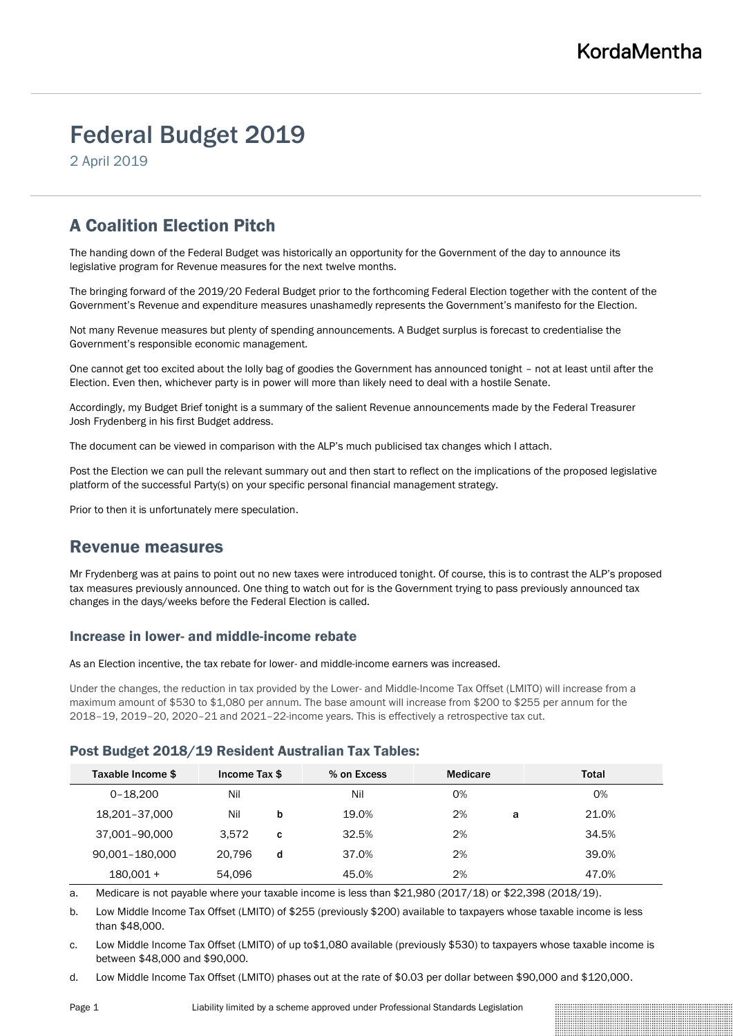KordaMentha

# Federal Budget 2019

2 April 2019

## A Coalition Election Pitch

The handing down of the Federal Budget was historically an opportunity for the Government of the day to announce its legislative program for Revenue measures for the next twelve months.

The bringing forward of the 2019/20 Federal Budget prior to the forthcoming Federal Election together with the content of the Government's Revenue and expenditure measures unashamedly represents the Government's manifesto for the Election.

Not many Revenue measures but plenty of spending announcements. A Budget surplus is forecast to credentialise the Government's responsible economic management.

One cannot get too excited about the lolly bag of goodies the Government has announced tonight – not at least until after the Election. Even then, whichever party is in power will more than likely need to deal with a hostile Senate.

Accordingly, my Budget Brief tonight is a summary of the salient Revenue announcements made by the Federal Treasurer Josh Frydenberg in his first Budget address.

The document can be viewed in comparison with the ALP's much publicised tax changes which I attach.

Post the Election we can pull the relevant summary out and then start to reflect on the implications of the proposed legislative platform of the successful Party(s) on your specific personal financial management strategy.

Prior to then it is unfortunately mere speculation.

## Revenue measures

Mr Frydenberg was at pains to point out no new taxes were introduced tonight. Of course, this is to contrast the ALP's proposed tax measures previously announced. One thing to watch out for is the Government trying to pass previously announced tax changes in the days/weeks before the Federal Election is called.

### Increase in lower- and middle-income rebate

As an Election incentive, the tax rebate for lower- and middle-income earners was increased.

Under the changes, the reduction in tax provided by the Lower- and Middle-Income Tax Offset (LMITO) will increase from a maximum amount of $530 to $1,080 per annum. The base amount will increase from $200 to $255 per annum for the 2018–19, 2019–20, 2020–21 and 2021–22-income years. This is effectively a retrospective tax cut.

### Post Budget 2018/19 Resident Australian Tax Tables:

| Taxable Income $ | Income Tax $ | | % on Excess | Medicare | | Total |
|---|---|---|---|---|---|---|
| 0–18,200 | Nil | | Nil | 0% | | 0% |
| 18,201–37,000 | Nil | **b** | 19.0% | 2% | **a** | 21.0% |
| 37,001–90,000 | 3,572 | **c** | 32.5% | 2% | | 34.5% |
| 90,001–180,000 | 20,796 | **d** | 37.0% | 2% | | 39.0% |
| 180,001 + | 54,096 | | 45.0% | 2% | | 47.0% |

a. Medicare is not payable where your taxable income is less than $21,980 (2017/18) or $22,398 (2018/19).

b. Low Middle Income Tax Offset (LMITO) of $255 (previously $200) available to taxpayers whose taxable income is less than $48,000.

c. Low Middle Income Tax Offset (LMITO) of up to$1,080 available (previously $530) to taxpayers whose taxable income is between $48,000 and $90,000.

d. Low Middle Income Tax Offset (LMITO) phases out at the rate of $0.03 per dollar between $90,000 and $120,000.

Liability limited by a scheme approved under Professional Standards Legislation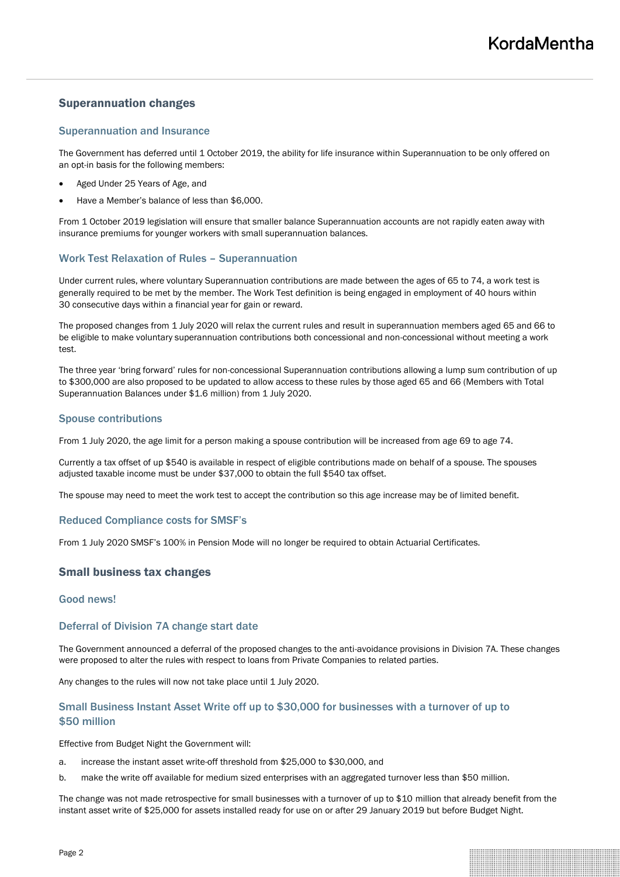## Superannuation changes

### Superannuation and Insurance

The Government has deferred until 1 October 2019, the ability for life insurance within Superannuation to be only offered on an opt-in basis for the following members:

- Aged Under 25 Years of Age, and
- Have a Member's balance of less than $6,000.

From 1 October 2019 legislation will ensure that smaller balance Superannuation accounts are not rapidly eaten away with insurance premiums for younger workers with small superannuation balances.

### Work Test Relaxation of Rules – Superannuation

Under current rules, where voluntary Superannuation contributions are made between the ages of 65 to 74, a work test is generally required to be met by the member. The Work Test definition is being engaged in employment of 40 hours within 30 consecutive days within a financial year for gain or reward.

The proposed changes from 1 July 2020 will relax the current rules and result in superannuation members aged 65 and 66 to be eligible to make voluntary superannuation contributions both concessional and non-concessional without meeting a work test.

The three year 'bring forward' rules for non-concessional Superannuation contributions allowing a lump sum contribution of up to $300,000 are also proposed to be updated to allow access to these rules by those aged 65 and 66 (Members with Total Superannuation Balances under $1.6 million) from 1 July 2020.

### Spouse contributions

From 1 July 2020, the age limit for a person making a spouse contribution will be increased from age 69 to age 74.

Currently a tax offset of up $540 is available in respect of eligible contributions made on behalf of a spouse. The spouses adjusted taxable income must be under $37,000 to obtain the full $540 tax offset.

The spouse may need to meet the work test to accept the contribution so this age increase may be of limited benefit.

### Reduced Compliance costs for SMSF's

From 1 July 2020 SMSF's 100% in Pension Mode will no longer be required to obtain Actuarial Certificates.

## Small business tax changes

### Good news!

### Deferral of Division 7A change start date

The Government announced a deferral of the proposed changes to the anti-avoidance provisions in Division 7A. These changes were proposed to alter the rules with respect to loans from Private Companies to related parties.

Any changes to the rules will now not take place until 1 July 2020.

### Small Business Instant Asset Write off up to $30,000 for businesses with a turnover of up to $50 million

Effective from Budget Night the Government will:

a. increase the instant asset write-off threshold from $25,000 to $30,000, and
b. make the write off available for medium sized enterprises with an aggregated turnover less than $50 million.

The change was not made retrospective for small businesses with a turnover of up to $10 million that already benefit from the instant asset write of $25,000 for assets installed ready for use on or after 29 January 2019 but before Budget Night.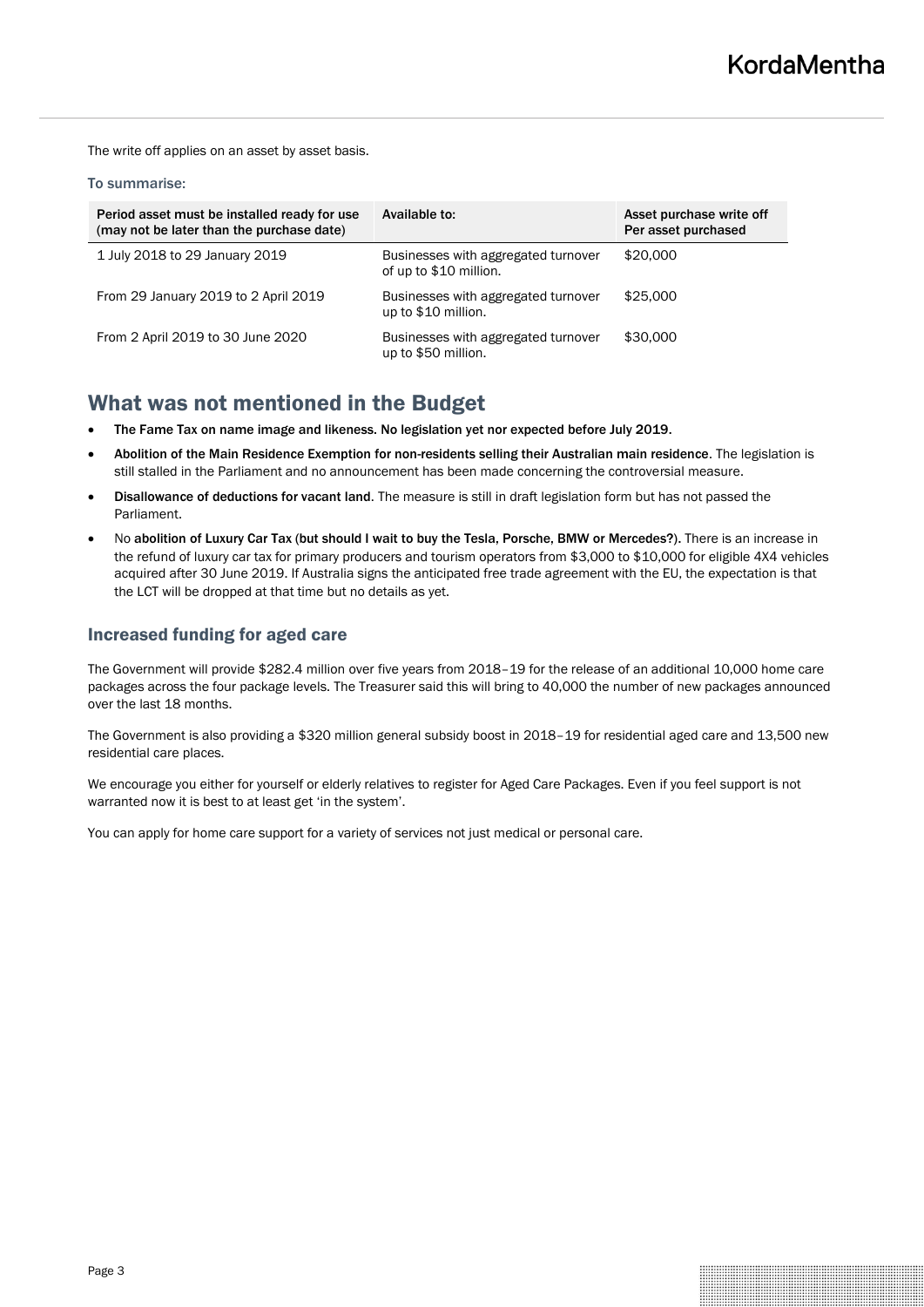The write off applies on an asset by asset basis.

### To summarise:

| Period asset must be installed ready for use (may not be later than the purchase date) | Available to: | Asset purchase write off Per asset purchased |
| --- | --- | --- |
| 1 July 2018 to 29 January 2019 | Businesses with aggregated turnover of up to $10 million. | $20,000 |
| From 29 January 2019 to 2 April 2019 | Businesses with aggregated turnover up to $10 million. | $25,000 |
| From 2 April 2019 to 30 June 2020 | Businesses with aggregated turnover up to $50 million. | $30,000 |

## What was not mentioned in the Budget

- **The Fame Tax on name image and likeness. No legislation yet nor expected before July 2019.**
- **Abolition of the Main Residence Exemption for non-residents selling their Australian main residence**. The legislation is still stalled in the Parliament and no announcement has been made concerning the controversial measure.
- **Disallowance of deductions for vacant land**. The measure is still in draft legislation form but has not passed the Parliament.
- No **abolition of Luxury Car Tax (but should I wait to buy the Tesla, Porsche, BMW or Mercedes?).** There is an increase in the refund of luxury car tax for primary producers and tourism operators from $3,000 to $10,000 for eligible 4X4 vehicles acquired after 30 June 2019. If Australia signs the anticipated free trade agreement with the EU, the expectation is that the LCT will be dropped at that time but no details as yet.

### Increased funding for aged care

The Government will provide $282.4 million over five years from 2018–19 for the release of an additional 10,000 home care packages across the four package levels. The Treasurer said this will bring to 40,000 the number of new packages announced over the last 18 months.

The Government is also providing a $320 million general subsidy boost in 2018–19 for residential aged care and 13,500 new residential care places.

We encourage you either for yourself or elderly relatives to register for Aged Care Packages. Even if you feel support is not warranted now it is best to at least get 'in the system'.

You can apply for home care support for a variety of services not just medical or personal care.